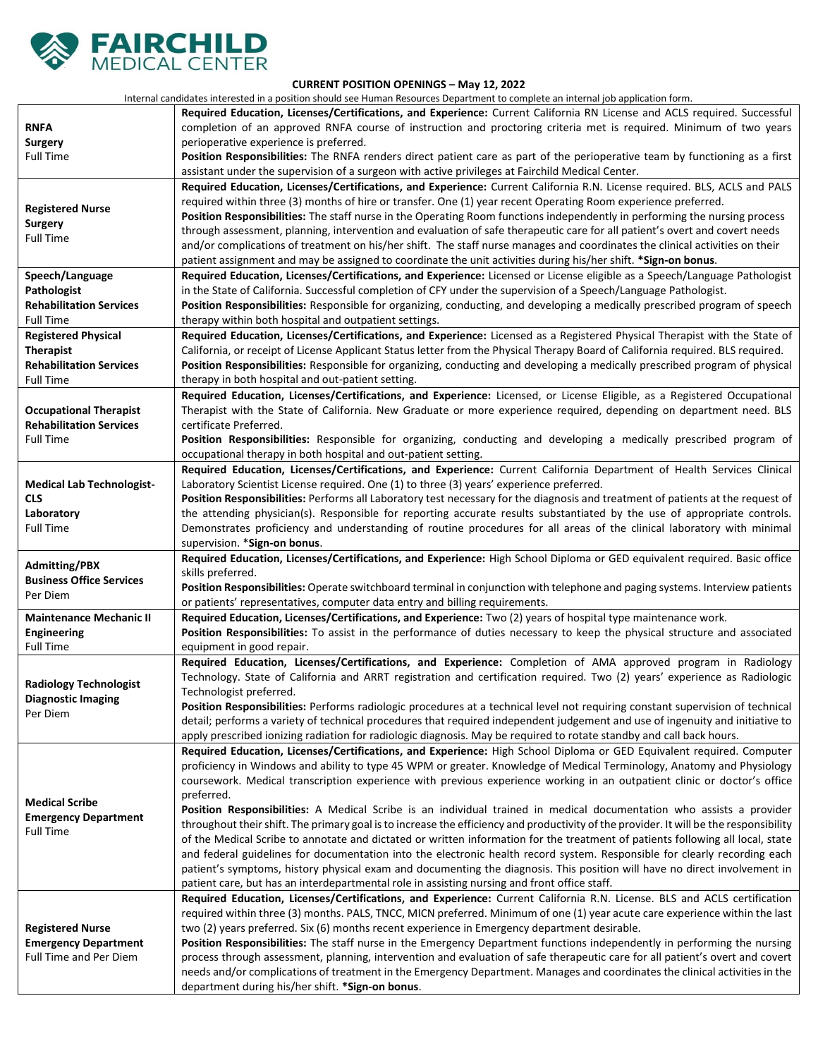**FAIRCHILD MEDICAL CENTER**

**CURRENT POSITION OPENINGS – May 12, 2022**

Internal candidates interested in a position should see Human Resources Department to complete an internal job application form.

| Position | Details |
|---|---|
| **RNFA**<br>**Surgery**<br>Full Time | **Required Education, Licenses/Certifications, and Experience:** Current California RN License and ACLS required. Successful completion of an approved RNFA course of instruction and proctoring criteria met is required. Minimum of two years perioperative experience is preferred.<br>**Position Responsibilities:** The RNFA renders direct patient care as part of the perioperative team by functioning as a first assistant under the supervision of a surgeon with active privileges at Fairchild Medical Center. |
| **Registered Nurse**<br>**Surgery**<br>Full Time | **Required Education, Licenses/Certifications, and Experience:** Current California R.N. License required. BLS, ACLS and PALS required within three (3) months of hire or transfer. One (1) year recent Operating Room experience preferred.<br>**Position Responsibilities:** The staff nurse in the Operating Room functions independently in performing the nursing process through assessment, planning, intervention and evaluation of safe therapeutic care for all patient's overt and covert needs and/or complications of treatment on his/her shift. The staff nurse manages and coordinates the clinical activities on their patient assignment and may be assigned to coordinate the unit activities during his/her shift. ***Sign-on bonus**. |
| **Speech/Language Pathologist**<br>**Rehabilitation Services**<br>Full Time | **Required Education, Licenses/Certifications, and Experience:** Licensed or License eligible as a Speech/Language Pathologist in the State of California. Successful completion of CFY under the supervision of a Speech/Language Pathologist.<br>**Position Responsibilities:** Responsible for organizing, conducting, and developing a medically prescribed program of speech therapy within both hospital and outpatient settings. |
| **Registered Physical Therapist**<br>**Rehabilitation Services**<br>Full Time | **Required Education, Licenses/Certifications, and Experience:** Licensed as a Registered Physical Therapist with the State of California, or receipt of License Applicant Status letter from the Physical Therapy Board of California required. BLS required.<br>**Position Responsibilities:** Responsible for organizing, conducting and developing a medically prescribed program of physical therapy in both hospital and out-patient setting. |
| **Occupational Therapist**<br>**Rehabilitation Services**<br>Full Time | **Required Education, Licenses/Certifications, and Experience:** Licensed, or License Eligible, as a Registered Occupational Therapist with the State of California. New Graduate or more experience required, depending on department need. BLS certificate Preferred.<br>**Position Responsibilities:** Responsible for organizing, conducting and developing a medically prescribed program of occupational therapy in both hospital and out-patient setting. |
| **Medical Lab Technologist-CLS**<br>**Laboratory**<br>Full Time | **Required Education, Licenses/Certifications, and Experience:** Current California Department of Health Services Clinical Laboratory Scientist License required. One (1) to three (3) years' experience preferred.<br>**Position Responsibilities:** Performs all Laboratory test necessary for the diagnosis and treatment of patients at the request of the attending physician(s). Responsible for reporting accurate results substantiated by the use of appropriate controls. Demonstrates proficiency and understanding of routine procedures for all areas of the clinical laboratory with minimal supervision. ***Sign-on bonus**. |
| **Admitting/PBX**<br>**Business Office Services**<br>Per Diem | **Required Education, Licenses/Certifications, and Experience:** High School Diploma or GED equivalent required. Basic office skills preferred.<br>**Position Responsibilities:** Operate switchboard terminal in conjunction with telephone and paging systems. Interview patients or patients' representatives, computer data entry and billing requirements. |
| **Maintenance Mechanic II**<br>**Engineering**<br>Full Time | **Required Education, Licenses/Certifications, and Experience:** Two (2) years of hospital type maintenance work.<br>**Position Responsibilities:** To assist in the performance of duties necessary to keep the physical structure and associated equipment in good repair. |
| **Radiology Technologist**<br>**Diagnostic Imaging**<br>Per Diem | **Required Education, Licenses/Certifications, and Experience:** Completion of AMA approved program in Radiology Technology. State of California and ARRT registration and certification required. Two (2) years' experience as Radiologic Technologist preferred.<br>**Position Responsibilities:** Performs radiologic procedures at a technical level not requiring constant supervision of technical detail; performs a variety of technical procedures that required independent judgement and use of ingenuity and initiative to apply prescribed ionizing radiation for radiologic diagnosis. May be required to rotate standby and call back hours. |
| **Medical Scribe**<br>**Emergency Department**<br>Full Time | **Required Education, Licenses/Certifications, and Experience:** High School Diploma or GED Equivalent required. Computer proficiency in Windows and ability to type 45 WPM or greater. Knowledge of Medical Terminology, Anatomy and Physiology coursework. Medical transcription experience with previous experience working in an outpatient clinic or doctor's office preferred.<br>**Position Responsibilities:** A Medical Scribe is an individual trained in medical documentation who assists a provider throughout their shift. The primary goal is to increase the efficiency and productivity of the provider. It will be the responsibility of the Medical Scribe to annotate and dictated or written information for the treatment of patients following all local, state and federal guidelines for documentation into the electronic health record system. Responsible for clearly recording each patient's symptoms, history physical exam and documenting the diagnosis. This position will have no direct involvement in patient care, but has an interdepartmental role in assisting nursing and front office staff. |
| **Registered Nurse**<br>**Emergency Department**<br>Full Time and Per Diem | **Required Education, Licenses/Certifications, and Experience:** Current California R.N. License. BLS and ACLS certification required within three (3) months. PALS, TNCC, MICN preferred. Minimum of one (1) year acute care experience within the last two (2) years preferred. Six (6) months recent experience in Emergency department desirable.<br>**Position Responsibilities:** The staff nurse in the Emergency Department functions independently in performing the nursing process through assessment, planning, intervention and evaluation of safe therapeutic care for all patient's overt and covert needs and/or complications of treatment in the Emergency Department. Manages and coordinates the clinical activities in the department during his/her shift. ***Sign-on bonus**. |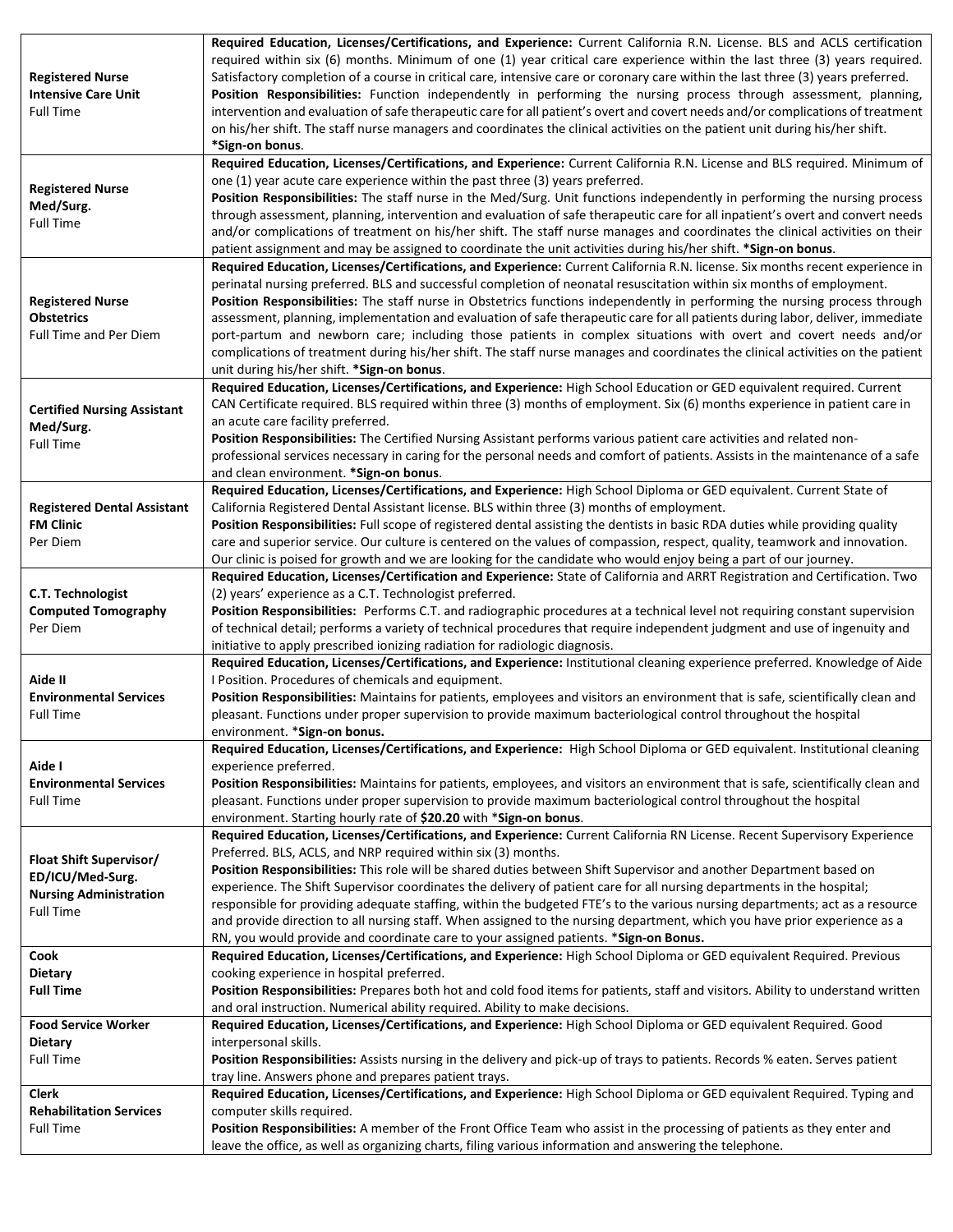| | |
|---|---|
| **Registered Nurse**<br>**Intensive Care Unit**<br>Full Time | **Required Education, Licenses/Certifications, and Experience:** Current California R.N. License. BLS and ACLS certification required within six (6) months. Minimum of one (1) year critical care experience within the last three (3) years required. Satisfactory completion of a course in critical care, intensive care or coronary care within the last three (3) years preferred.<br>**Position Responsibilities:** Function independently in performing the nursing process through assessment, planning, intervention and evaluation of safe therapeutic care for all patient's overt and covert needs and/or complications of treatment on his/her shift. The staff nurse managers and coordinates the clinical activities on the patient unit during his/her shift.<br>**\*Sign-on bonus**. |
| **Registered Nurse**<br>**Med/Surg.**<br>Full Time | **Required Education, Licenses/Certifications, and Experience:** Current California R.N. License and BLS required. Minimum of one (1) year acute care experience within the past three (3) years preferred.<br>**Position Responsibilities:** The staff nurse in the Med/Surg. Unit functions independently in performing the nursing process through assessment, planning, intervention and evaluation of safe therapeutic care for all inpatient's overt and convert needs and/or complications of treatment on his/her shift. The staff nurse manages and coordinates the clinical activities on their patient assignment and may be assigned to coordinate the unit activities during his/her shift. **\*Sign-on bonus**. |
| **Registered Nurse**<br>**Obstetrics**<br>Full Time and Per Diem | **Required Education, Licenses/Certifications, and Experience:** Current California R.N. license. Six months recent experience in perinatal nursing preferred. BLS and successful completion of neonatal resuscitation within six months of employment.<br>**Position Responsibilities:** The staff nurse in Obstetrics functions independently in performing the nursing process through assessment, planning, implementation and evaluation of safe therapeutic care for all patients during labor, deliver, immediate port-partum and newborn care; including those patients in complex situations with overt and covert needs and/or complications of treatment during his/her shift. The staff nurse manages and coordinates the clinical activities on the patient unit during his/her shift. **\*Sign-on bonus**. |
| **Certified Nursing Assistant**<br>**Med/Surg.**<br>Full Time | **Required Education, Licenses/Certifications, and Experience:** High School Education or GED equivalent required. Current CAN Certificate required. BLS required within three (3) months of employment. Six (6) months experience in patient care in an acute care facility preferred.<br>**Position Responsibilities:** The Certified Nursing Assistant performs various patient care activities and related non-professional services necessary in caring for the personal needs and comfort of patients. Assists in the maintenance of a safe and clean environment. **\*Sign-on bonus**. |
| **Registered Dental Assistant**<br>**FM Clinic**<br>Per Diem | **Required Education, Licenses/Certifications, and Experience:** High School Diploma or GED equivalent. Current State of California Registered Dental Assistant license. BLS within three (3) months of employment.<br>**Position Responsibilities:** Full scope of registered dental assisting the dentists in basic RDA duties while providing quality care and superior service. Our culture is centered on the values of compassion, respect, quality, teamwork and innovation. Our clinic is poised for growth and we are looking for the candidate who would enjoy being a part of our journey. |
| **C.T. Technologist**<br>**Computed Tomography**<br>Per Diem | **Required Education, Licenses/Certification and Experience:** State of California and ARRT Registration and Certification. Two (2) years' experience as a C.T. Technologist preferred.<br>**Position Responsibilities:** Performs C.T. and radiographic procedures at a technical level not requiring constant supervision of technical detail; performs a variety of technical procedures that require independent judgment and use of ingenuity and initiative to apply prescribed ionizing radiation for radiologic diagnosis. |
| **Aide II**<br>**Environmental Services**<br>Full Time | **Required Education, Licenses/Certifications, and Experience:** Institutional cleaning experience preferred. Knowledge of Aide I Position. Procedures of chemicals and equipment.<br>**Position Responsibilities:** Maintains for patients, employees and visitors an environment that is safe, scientifically clean and pleasant. Functions under proper supervision to provide maximum bacteriological control throughout the hospital environment. \***Sign-on bonus.** |
| **Aide I**<br>**Environmental Services**<br>Full Time | **Required Education, Licenses/Certifications, and Experience:** High School Diploma or GED equivalent. Institutional cleaning experience preferred.<br>**Position Responsibilities:** Maintains for patients, employees, and visitors an environment that is safe, scientifically clean and pleasant. Functions under proper supervision to provide maximum bacteriological control throughout the hospital environment. Starting hourly rate of **$20.20** with \***Sign-on bonus**. |
| **Float Shift Supervisor/**<br>**ED/ICU/Med-Surg.**<br>**Nursing Administration**<br>Full Time | **Required Education, Licenses/Certifications, and Experience:** Current California RN License. Recent Supervisory Experience Preferred. BLS, ACLS, and NRP required within six (3) months.<br>**Position Responsibilities:** This role will be shared duties between Shift Supervisor and another Department based on experience. The Shift Supervisor coordinates the delivery of patient care for all nursing departments in the hospital; responsible for providing adequate staffing, within the budgeted FTE's to the various nursing departments; act as a resource and provide direction to all nursing staff. When assigned to the nursing department, which you have prior experience as a RN, you would provide and coordinate care to your assigned patients. \***Sign-on Bonus.** |
| **Cook**<br>**Dietary**<br>**Full Time** | **Required Education, Licenses/Certifications, and Experience:** High School Diploma or GED equivalent Required. Previous cooking experience in hospital preferred.<br>**Position Responsibilities:** Prepares both hot and cold food items for patients, staff and visitors. Ability to understand written and oral instruction. Numerical ability required. Ability to make decisions. |
| **Food Service Worker**<br>**Dietary**<br>Full Time | **Required Education, Licenses/Certifications, and Experience:** High School Diploma or GED equivalent Required. Good interpersonal skills.<br>**Position Responsibilities:** Assists nursing in the delivery and pick-up of trays to patients. Records % eaten. Serves patient tray line. Answers phone and prepares patient trays. |
| **Clerk**<br>**Rehabilitation Services**<br>Full Time | **Required Education, Licenses/Certifications, and Experience:** High School Diploma or GED equivalent Required. Typing and computer skills required.<br>**Position Responsibilities:** A member of the Front Office Team who assist in the processing of patients as they enter and leave the office, as well as organizing charts, filing various information and answering the telephone. |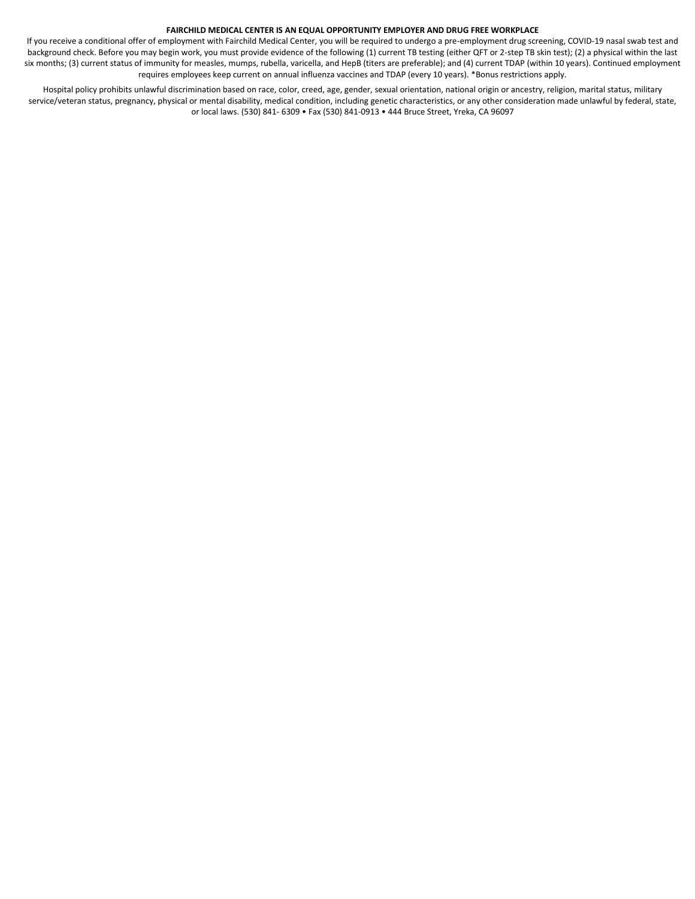**FAIRCHILD MEDICAL CENTER IS AN EQUAL OPPORTUNITY EMPLOYER AND DRUG FREE WORKPLACE**

If you receive a conditional offer of employment with Fairchild Medical Center, you will be required to undergo a pre-employment drug screening, COVID-19 nasal swab test and background check. Before you may begin work, you must provide evidence of the following (1) current TB testing (either QFT or 2-step TB skin test); (2) a physical within the last six months; (3) current status of immunity for measles, mumps, rubella, varicella, and HepB (titers are preferable); and (4) current TDAP (within 10 years). Continued employment requires employees keep current on annual influenza vaccines and TDAP (every 10 years). *Bonus restrictions apply.

Hospital policy prohibits unlawful discrimination based on race, color, creed, age, gender, sexual orientation, national origin or ancestry, religion, marital status, military service/veteran status, pregnancy, physical or mental disability, medical condition, including genetic characteristics, or any other consideration made unlawful by federal, state, or local laws. (530) 841- 6309 • Fax (530) 841-0913 • 444 Bruce Street, Yreka, CA 96097